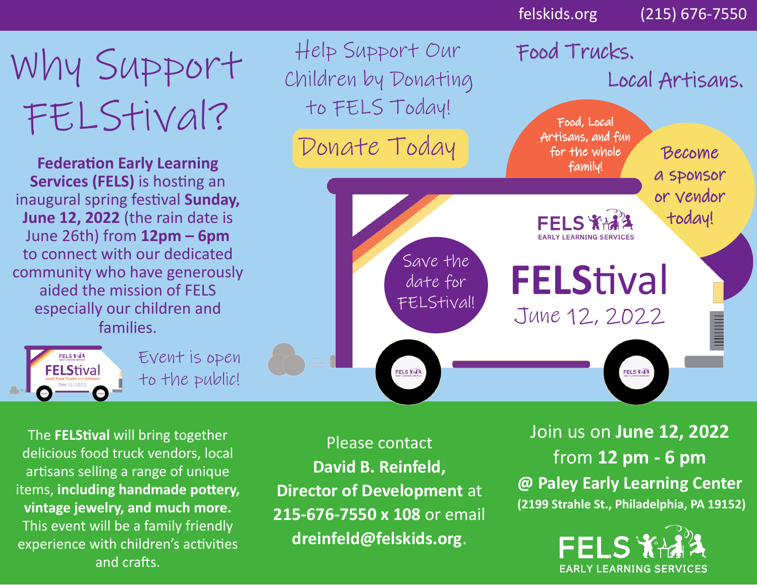felskids.org (215) 676-7550

# Why Support FELStival?

**Federation Early Learning Services (FELS)** is hosting an inaugural spring festival **Sunday, June 12, 2022** (the rain date is June 26th) from **12pm – 6pm** to connect with our dedicated community who have generously aided the mission of FELS especially our children and families.

Event is open to the public!

## Help Support Our Children by Donating to FELS Today!

Donate Today

## Food Trucks. Local Artisans.

Food, Local Artisans, and fun for the whole family!

Become a sponsor or vendor today!

Save the date for FELStival!

FELS EARLY LEARNING SERVICES

# FELStival

June 12, 2022

The **FELStival** will bring together delicious food truck vendors, local artisans selling a range of unique items, **including handmade pottery, vintage jewelry, and much more.** This event will be a family friendly experience with children's activities and crafts.

Please contact **David B. Reinfeld, Director of Development** at **215-676-7550 x 108** or email **dreinfeld@felskids.org**.

Join us on **June 12, 2022** from **12 pm - 6 pm**
**@ Paley Early Learning Center**
**(2199 Strahle St., Philadelphia, PA 19152)**

FELS EARLY LEARNING SERVICES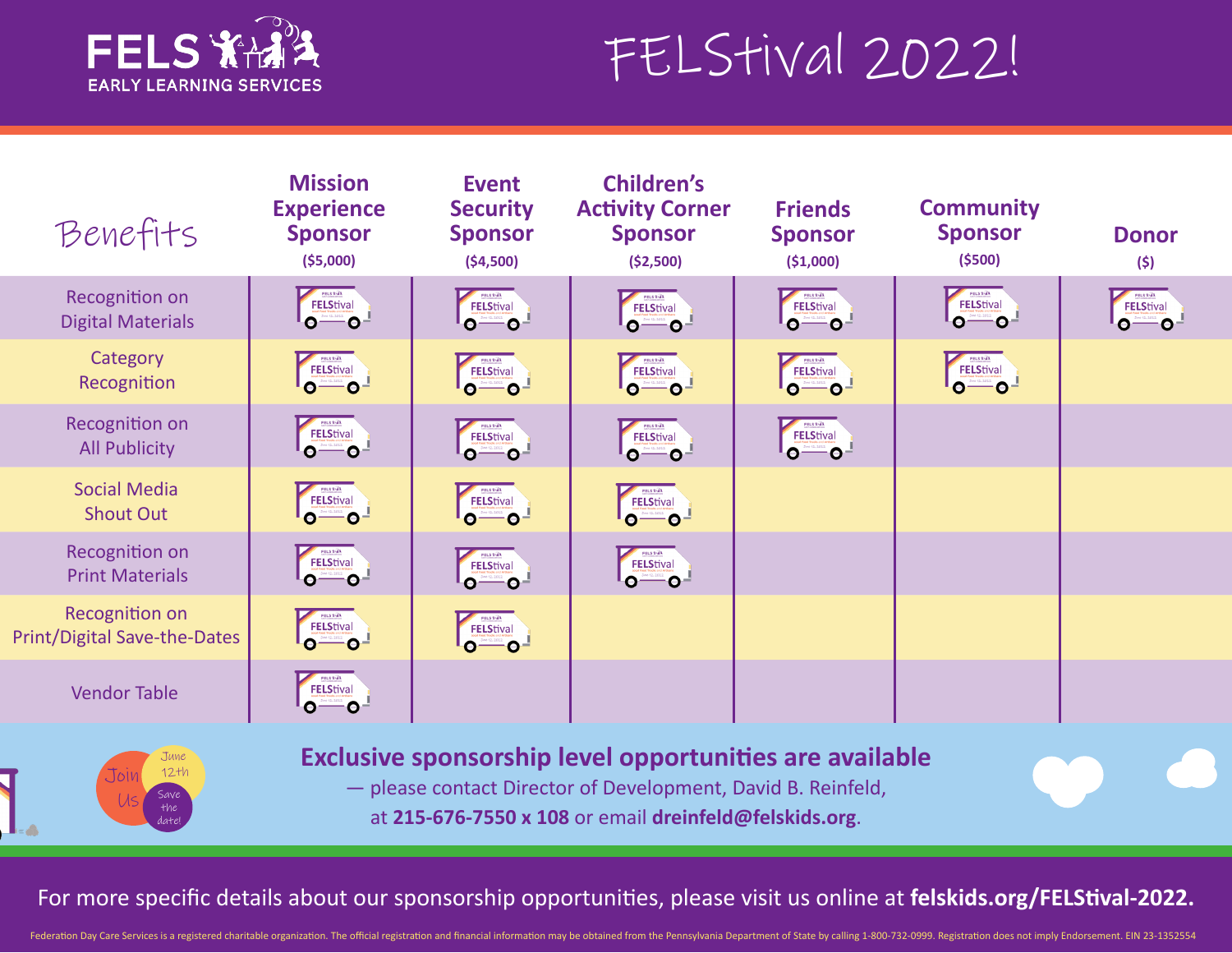FELS EARLY LEARNING SERVICES

# FELStival 2022!

| Benefits | Mission Experience Sponsor ($5,000) | Event Security Sponsor ($4,500) | Children's Activity Corner Sponsor ($2,500) | Friends Sponsor ($1,000) | Community Sponsor ($500) | Donor ($) |
|---|---|---|---|---|---|---|
| Recognition on Digital Materials | ✓ | ✓ | ✓ | ✓ | ✓ | ✓ |
| Category Recognition | ✓ | ✓ | ✓ | ✓ | ✓ | |
| Recognition on All Publicity | ✓ | ✓ | ✓ | ✓ | | |
| Social Media Shout Out | ✓ | ✓ | ✓ | | | |
| Recognition on Print Materials | ✓ | ✓ | ✓ | | | |
| Recognition on Print/Digital Save-the-Dates | ✓ | ✓ | | | | |
| Vendor Table | ✓ | | | | | |

Join Us June 12th Save the date!

**Exclusive sponsorship level opportunities are available**
— please contact Director of Development, David B. Reinfeld, at **215-676-7550 x 108** or email **dreinfeld@felskids.org**.

For more specific details about our sponsorship opportunities, please visit us online at **felskids.org/FELStival-2022.**

Federation Day Care Services is a registered charitable organization. The official registration and financial information may be obtained from the Pennsylvania Department of State by calling 1-800-732-0999. Registration does not imply Endorsement. EIN 23-1352554